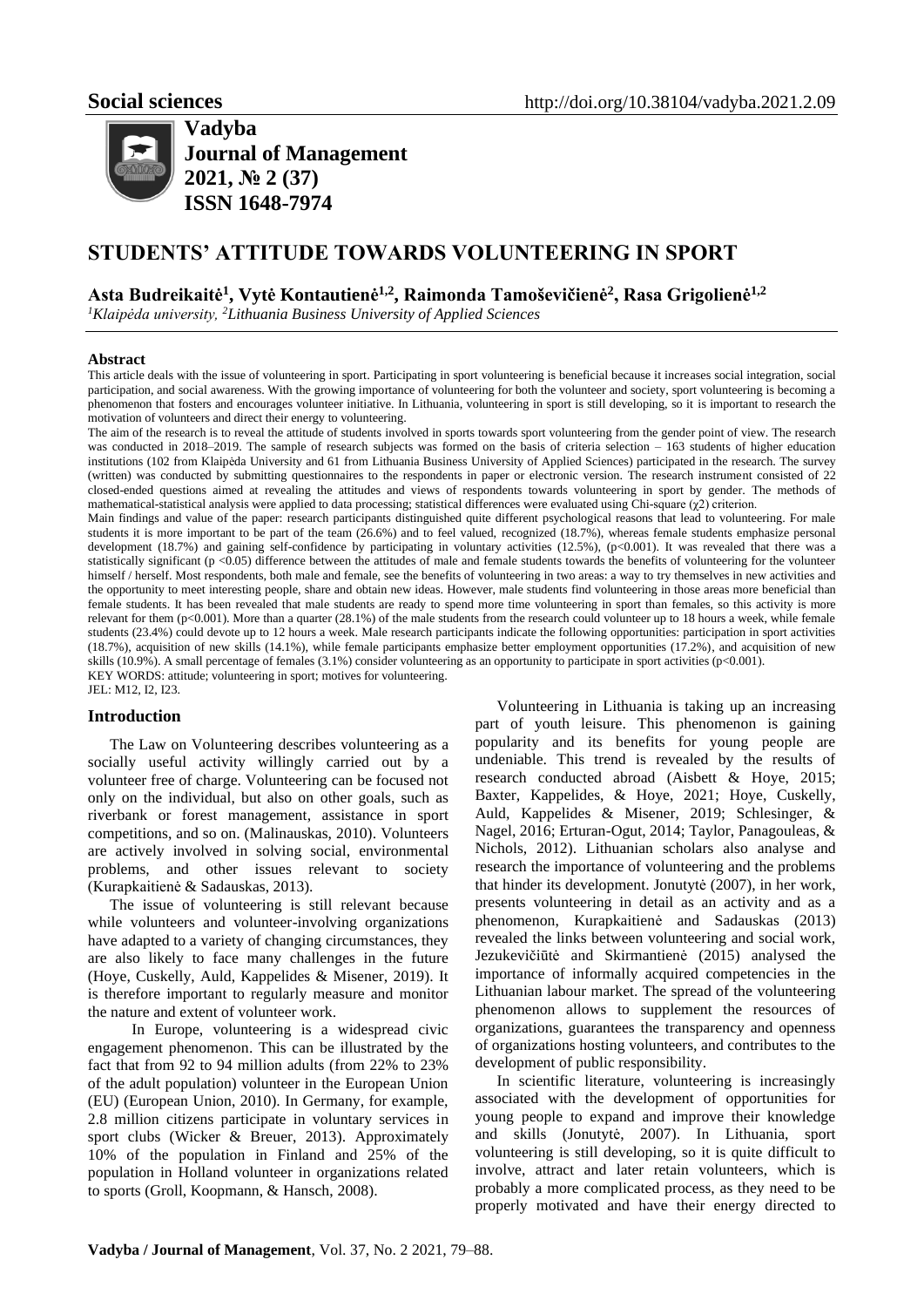**Social sciences** http://doi.org/10.38104/vadyba.2021.2.09

**Vadyba**
**Journal of Management**
**2021, № 2 (37)**
**ISSN 1648-7974**

# STUDENTS' ATTITUDE TOWARDS VOLUNTEERING IN SPORT

**Asta Budreikaitė[1], Vytė Kontautienė[1,2], Raimonda Tamoševičienė[2], Rasa Grigolienė[1,2]**

*[1]Klaipėda university, [2]Lithuania Business University of Applied Sciences*

### Abstract

This article deals with the issue of volunteering in sport. Participating in sport volunteering is beneficial because it increases social integration, social participation, and social awareness. With the growing importance of volunteering for both the volunteer and society, sport volunteering is becoming a phenomenon that fosters and encourages volunteer initiative. In Lithuania, volunteering in sport is still developing, so it is important to research the motivation of volunteers and direct their energy to volunteering.

The aim of the research is to reveal the attitude of students involved in sports towards sport volunteering from the gender point of view. The research was conducted in 2018–2019. The sample of research subjects was formed on the basis of criteria selection – 163 students of higher education institutions (102 from Klaipėda University and 61 from Lithuania Business University of Applied Sciences) participated in the research. The survey (written) was conducted by submitting questionnaires to the respondents in paper or electronic version. The research instrument consisted of 22 closed-ended questions aimed at revealing the attitudes and views of respondents towards volunteering in sport by gender. The methods of mathematical-statistical analysis were applied to data processing; statistical differences were evaluated using Chi-square ($\chi 2$) criterion.

Main findings and value of the paper: research participants distinguished quite different psychological reasons that lead to volunteering. For male students it is more important to be part of the team (26.6%) and to feel valued, recognized (18.7%), whereas female students emphasize personal development (18.7%) and gaining self-confidence by participating in voluntary activities (12.5%), ($p<0.001$). It was revealed that there was a statistically significant ($p<0.05$) difference between the attitudes of male and female students towards the benefits of volunteering for the volunteer himself / herself. Most respondents, both male and female, see the benefits of volunteering in two areas: a way to try themselves in new activities and the opportunity to meet interesting people, share and obtain new ideas. However, male students find volunteering in those areas more beneficial than female students. It has been revealed that male students are ready to spend more time volunteering in sport than females, so this activity is more relevant for them ($p<0.001$). More than a quarter (28.1%) of the male students from the research could volunteer up to 18 hours a week, while female students (23.4%) could devote up to 12 hours a week. Male research participants indicate the following opportunities: participation in sport activities (18.7%), acquisition of new skills (14.1%), while female participants emphasize better employment opportunities (17.2%), and acquisition of new skills (10.9%). A small percentage of females (3.1%) consider volunteering as an opportunity to participate in sport activities ($p<0.001$).

KEY WORDS: attitude; volunteering in sport; motives for volunteering.

JEL: M12, I2, I23.

## Introduction

The Law on Volunteering describes volunteering as a socially useful activity willingly carried out by a volunteer free of charge. Volunteering can be focused not only on the individual, but also on other goals, such as riverbank or forest management, assistance in sport competitions, and so on. (Malinauskas, 2010). Volunteers are actively involved in solving social, environmental problems, and other issues relevant to society (Kurapkaitienė & Sadauskas, 2013).

The issue of volunteering is still relevant because while volunteers and volunteer-involving organizations have adapted to a variety of changing circumstances, they are also likely to face many challenges in the future (Hoye, Cuskelly, Auld, Kappelides & Misener, 2019). It is therefore important to regularly measure and monitor the nature and extent of volunteer work.

In Europe, volunteering is a widespread civic engagement phenomenon. This can be illustrated by the fact that from 92 to 94 million adults (from 22% to 23% of the adult population) volunteer in the European Union (EU) (European Union, 2010). In Germany, for example, 2.8 million citizens participate in voluntary services in sport clubs (Wicker & Breuer, 2013). Approximately 10% of the population in Finland and 25% of the population in Holland volunteer in organizations related to sports (Groll, Koopmann, & Hansch, 2008).

Volunteering in Lithuania is taking up an increasing part of youth leisure. This phenomenon is gaining popularity and its benefits for young people are undeniable. This trend is revealed by the results of research conducted abroad (Aisbett & Hoye, 2015; Baxter, Kappelides, & Hoye, 2021; Hoye, Cuskelly, Auld, Kappelides & Misener, 2019; Schlesinger, & Nagel, 2016; Erturan-Ogut, 2014; Taylor, Panagouleas, & Nichols, 2012). Lithuanian scholars also analyse and research the importance of volunteering and the problems that hinder its development. Jonutytė (2007), in her work, presents volunteering in detail as an activity and as a phenomenon, Kurapkaitienė and Sadauskas (2013) revealed the links between volunteering and social work, Jezukevičiūtė and Skirmantienė (2015) analysed the importance of informally acquired competencies in the Lithuanian labour market. The spread of the volunteering phenomenon allows to supplement the resources of organizations, guarantees the transparency and openness of organizations hosting volunteers, and contributes to the development of public responsibility.

In scientific literature, volunteering is increasingly associated with the development of opportunities for young people to expand and improve their knowledge and skills (Jonutytė, 2007). In Lithuania, sport volunteering is still developing, so it is quite difficult to involve, attract and later retain volunteers, which is probably a more complicated process, as they need to be properly motivated and have their energy directed to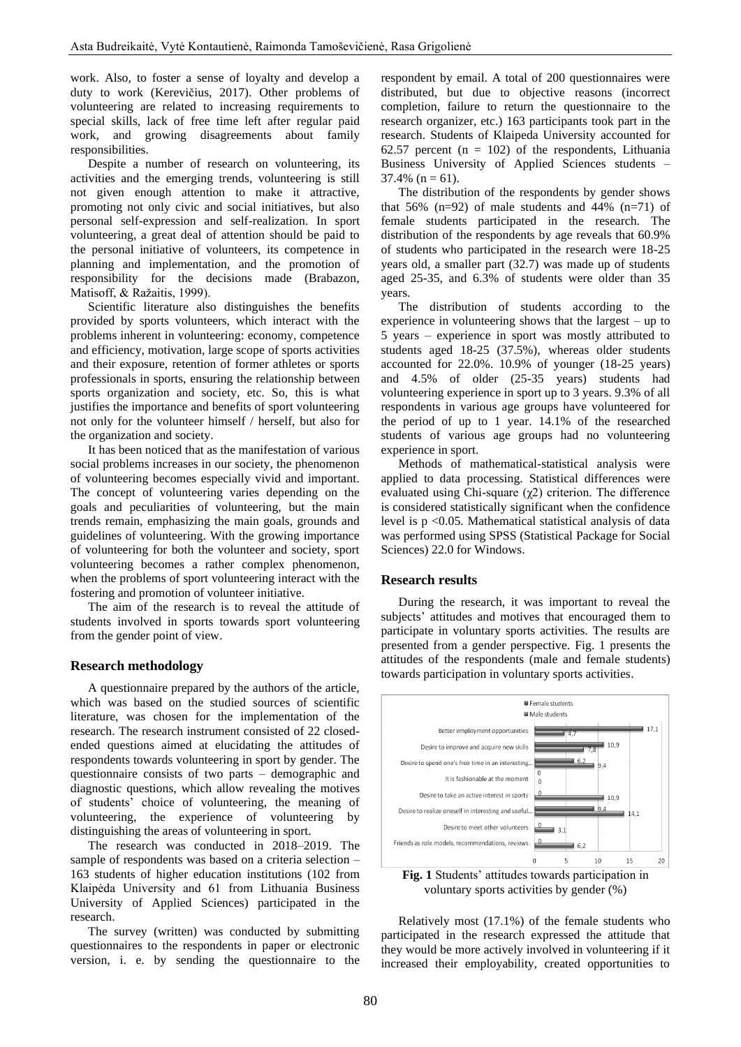work. Also, to foster a sense of loyalty and develop a duty to work (Kerevičius, 2017). Other problems of volunteering are related to increasing requirements to special skills, lack of free time left after regular paid work, and growing disagreements about family responsibilities.

Despite a number of research on volunteering, its activities and the emerging trends, volunteering is still not given enough attention to make it attractive, promoting not only civic and social initiatives, but also personal self-expression and self-realization. In sport volunteering, a great deal of attention should be paid to the personal initiative of volunteers, its competence in planning and implementation, and the promotion of responsibility for the decisions made (Brabazon, Matisoff, & Ražaitis, 1999).

Scientific literature also distinguishes the benefits provided by sports volunteers, which interact with the problems inherent in volunteering: economy, competence and efficiency, motivation, large scope of sports activities and their exposure, retention of former athletes or sports professionals in sports, ensuring the relationship between sports organization and society, etc. So, this is what justifies the importance and benefits of sport volunteering not only for the volunteer himself / herself, but also for the organization and society.

It has been noticed that as the manifestation of various social problems increases in our society, the phenomenon of volunteering becomes especially vivid and important. The concept of volunteering varies depending on the goals and peculiarities of volunteering, but the main trends remain, emphasizing the main goals, grounds and guidelines of volunteering. With the growing importance of volunteering for both the volunteer and society, sport volunteering becomes a rather complex phenomenon, when the problems of sport volunteering interact with the fostering and promotion of volunteer initiative.

The aim of the research is to reveal the attitude of students involved in sports towards sport volunteering from the gender point of view.

## Research methodology

A questionnaire prepared by the authors of the article, which was based on the studied sources of scientific literature, was chosen for the implementation of the research. The research instrument consisted of 22 closed-ended questions aimed at elucidating the attitudes of respondents towards volunteering in sport by gender. The questionnaire consists of two parts – demographic and diagnostic questions, which allow revealing the motives of students' choice of volunteering, the meaning of volunteering, the experience of volunteering by distinguishing the areas of volunteering in sport.

The research was conducted in 2018–2019. The sample of respondents was based on a criteria selection – 163 students of higher education institutions (102 from Klaipėda University and 61 from Lithuania Business University of Applied Sciences) participated in the research.

The survey (written) was conducted by submitting questionnaires to the respondents in paper or electronic version, i. e. by sending the questionnaire to the respondent by email. A total of 200 questionnaires were distributed, but due to objective reasons (incorrect completion, failure to return the questionnaire to the research organizer, etc.) 163 participants took part in the research. Students of Klaipeda University accounted for 62.57 percent ($n = 102$) of the respondents, Lithuania Business University of Applied Sciences students – 37.4% ($n = 61$).

The distribution of the respondents by gender shows that 56% ($n=92$) of male students and 44% ($n=71$) of female students participated in the research. The distribution of the respondents by age reveals that 60.9% of students who participated in the research were 18-25 years old, a smaller part (32.7) was made up of students aged 25-35, and 6.3% of students were older than 35 years.

The distribution of students according to the experience in volunteering shows that the largest – up to 5 years – experience in sport was mostly attributed to students aged 18-25 (37.5%), whereas older students accounted for 22.0%. 10.9% of younger (18-25 years) and 4.5% of older (25-35 years) students had volunteering experience in sport up to 3 years. 9.3% of all respondents in various age groups have volunteered for the period of up to 1 year. 14.1% of the researched students of various age groups had no volunteering experience in sport.

Methods of mathematical-statistical analysis were applied to data processing. Statistical differences were evaluated using Chi-square ($\chi 2$) criterion. The difference is considered statistically significant when the confidence level is $p < 0.05$. Mathematical statistical analysis of data was performed using SPSS (Statistical Package for Social Sciences) 22.0 for Windows.

## Research results

During the research, it was important to reveal the subjects' attitudes and motives that encouraged them to participate in voluntary sports activities. The results are presented from a gender perspective. Fig. 1 presents the attitudes of the respondents (male and female students) towards participation in voluntary sports activities.

| | Female students | Male students |
|---|---|---|
| Better employment opportunities | 17,1 | 4,7 |
| Desire to improve and acquire new skills | 10,9 | 7,8 |
| Desire to spend one's free time in an interesting... | 6,2 | 9,4 |
| It is fashionable at the moment | 0 | 0 |
| Desire to take an active interest in sports | 0 | 10,9 |
| Desire to realize oneself in interesting and useful... | 9,4 | 14,1 |
| Desire to meet other volunteers | 0 | 3,1 |
| Friends as role models, recommendations, reviews | 0 | 6,2 |

**Fig. 1** Students' attitudes towards participation in voluntary sports activities by gender (%)

Relatively most (17.1%) of the female students who participated in the research expressed the attitude that they would be more actively involved in volunteering if it increased their employability, created opportunities to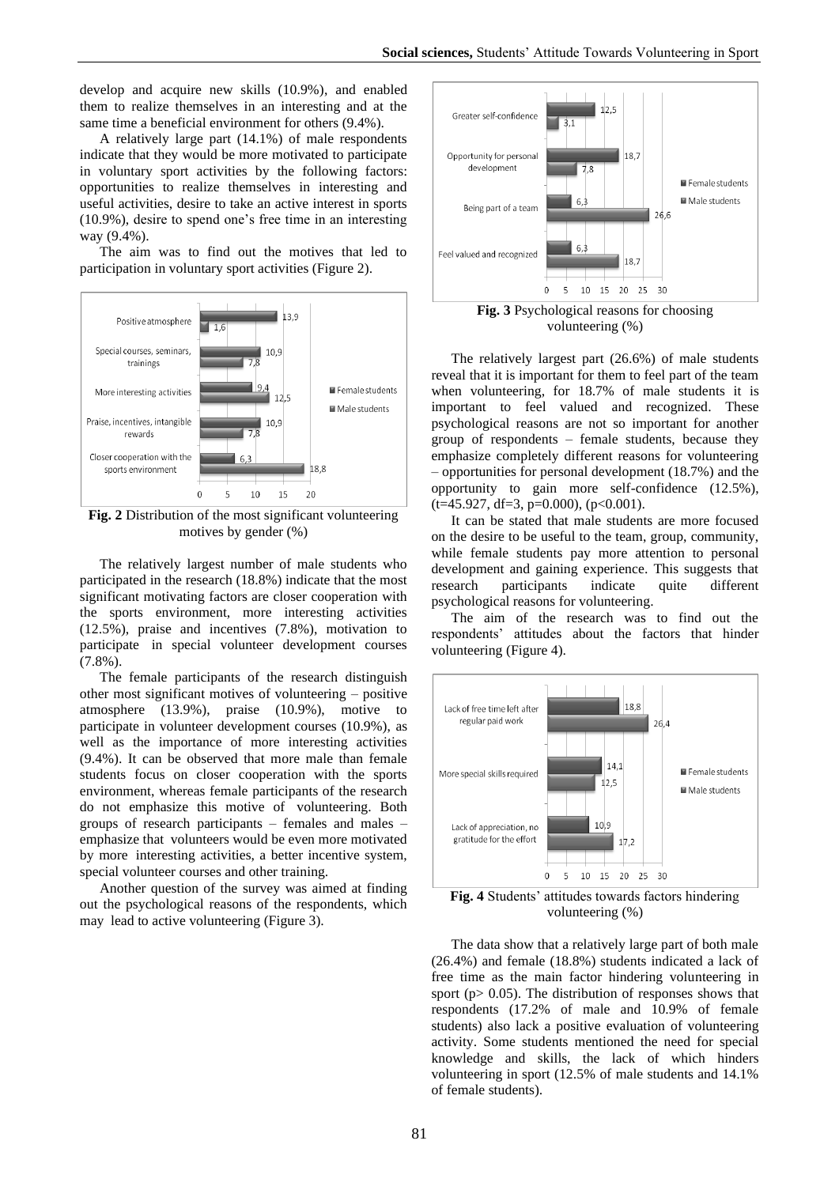develop and acquire new skills (10.9%), and enabled them to realize themselves in an interesting and at the same time a beneficial environment for others (9.4%).

A relatively large part (14.1%) of male respondents indicate that they would be more motivated to participate in voluntary sport activities by the following factors: opportunities to realize themselves in interesting and useful activities, desire to take an active interest in sports (10.9%), desire to spend one's free time in an interesting way (9.4%).

The aim was to find out the motives that led to participation in voluntary sport activities (Figure 2).

**Fig. 2** Distribution of the most significant volunteering motives by gender (%)

The relatively largest number of male students who participated in the research (18.8%) indicate that the most significant motivating factors are closer cooperation with the sports environment, more interesting activities (12.5%), praise and incentives (7.8%), motivation to participate in special volunteer development courses (7.8%).

The female participants of the research distinguish other most significant motives of volunteering – positive atmosphere (13.9%), praise (10.9%), motive to participate in volunteer development courses (10.9%), as well as the importance of more interesting activities (9.4%). It can be observed that more male than female students focus on closer cooperation with the sports environment, whereas female participants of the research do not emphasize this motive of volunteering. Both groups of research participants – females and males – emphasize that volunteers would be even more motivated by more interesting activities, a better incentive system, special volunteer courses and other training.

Another question of the survey was aimed at finding out the psychological reasons of the respondents, which may lead to active volunteering (Figure 3).

**Fig. 3** Psychological reasons for choosing volunteering (%)

The relatively largest part (26.6%) of male students reveal that it is important for them to feel part of the team when volunteering, for 18.7% of male students it is important to feel valued and recognized. These psychological reasons are not so important for another group of respondents – female students, because they emphasize completely different reasons for volunteering – opportunities for personal development (18.7%) and the opportunity to gain more self-confidence (12.5%), ($t=45.927$, $df=3$, $p=0.000$), ($p<0.001$).

It can be stated that male students are more focused on the desire to be useful to the team, group, community, while female students pay more attention to personal development and gaining experience. This suggests that research participants indicate quite different psychological reasons for volunteering.

The aim of the research was to find out the respondents' attitudes about the factors that hinder volunteering (Figure 4).

**Fig. 4** Students' attitudes towards factors hindering volunteering (%)

The data show that a relatively large part of both male (26.4%) and female (18.8%) students indicated a lack of free time as the main factor hindering volunteering in sport ($p> 0.05$). The distribution of responses shows that respondents (17.2% of male and 10.9% of female students) also lack a positive evaluation of volunteering activity. Some students mentioned the need for special knowledge and skills, the lack of which hinders volunteering in sport (12.5% of male students and 14.1% of female students).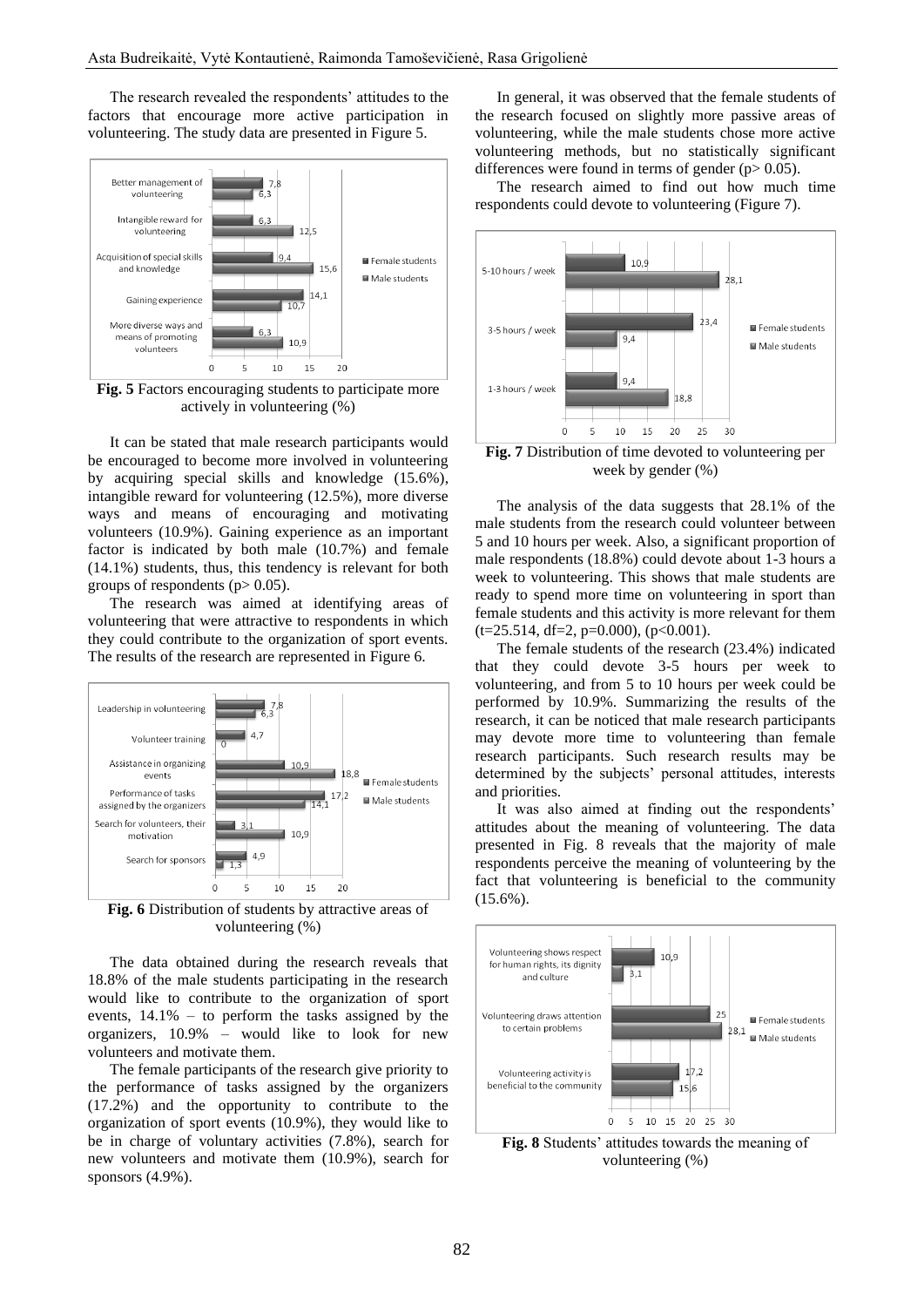The research revealed the respondents' attitudes to the factors that encourage more active participation in volunteering. The study data are presented in Figure 5.

**Fig. 5** Factors encouraging students to participate more actively in volunteering (%)

It can be stated that male research participants would be encouraged to become more involved in volunteering by acquiring special skills and knowledge (15.6%), intangible reward for volunteering (12.5%), more diverse ways and means of encouraging and motivating volunteers (10.9%). Gaining experience as an important factor is indicated by both male (10.7%) and female (14.1%) students, thus, this tendency is relevant for both groups of respondents ($p > 0.05$).

The research was aimed at identifying areas of volunteering that were attractive to respondents in which they could contribute to the organization of sport events. The results of the research are represented in Figure 6.

**Fig. 6** Distribution of students by attractive areas of volunteering (%)

The data obtained during the research reveals that 18.8% of the male students participating in the research would like to contribute to the organization of sport events, 14.1% – to perform the tasks assigned by the organizers, 10.9% – would like to look for new volunteers and motivate them.

The female participants of the research give priority to the performance of tasks assigned by the organizers (17.2%) and the opportunity to contribute to the organization of sport events (10.9%), they would like to be in charge of voluntary activities (7.8%), search for new volunteers and motivate them (10.9%), search for sponsors (4.9%).

In general, it was observed that the female students of the research focused on slightly more passive areas of volunteering, while the male students chose more active volunteering methods, but no statistically significant differences were found in terms of gender ($p > 0.05$).

The research aimed to find out how much time respondents could devote to volunteering (Figure 7).

**Fig. 7** Distribution of time devoted to volunteering per week by gender (%)

The analysis of the data suggests that 28.1% of the male students from the research could volunteer between 5 and 10 hours per week. Also, a significant proportion of male respondents (18.8%) could devote about 1-3 hours a week to volunteering. This shows that male students are ready to spend more time on volunteering in sport than female students and this activity is more relevant for them ($t=25.514$, $df=2$, $p=0.000$), ($p<0.001$).

The female students of the research (23.4%) indicated that they could devote 3-5 hours per week to volunteering, and from 5 to 10 hours per week could be performed by 10.9%. Summarizing the results of the research, it can be noticed that male research participants may devote more time to volunteering than female research participants. Such research results may be determined by the subjects' personal attitudes, interests and priorities.

It was also aimed at finding out the respondents' attitudes about the meaning of volunteering. The data presented in Fig. 8 reveals that the majority of male respondents perceive the meaning of volunteering by the fact that volunteering is beneficial to the community (15.6%).

**Fig. 8** Students' attitudes towards the meaning of volunteering (%)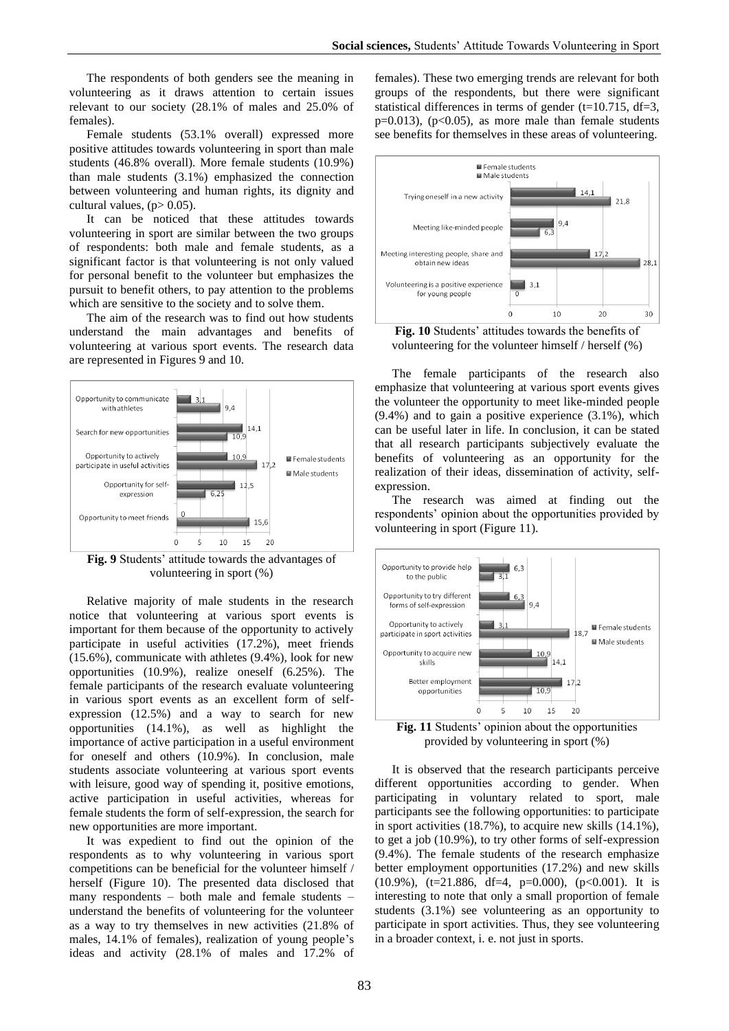The respondents of both genders see the meaning in volunteering as it draws attention to certain issues relevant to our society (28.1% of males and 25.0% of females).

Female students (53.1% overall) expressed more positive attitudes towards volunteering in sport than male students (46.8% overall). More female students (10.9%) than male students (3.1%) emphasized the connection between volunteering and human rights, its dignity and cultural values, ($p > 0.05$).

It can be noticed that these attitudes towards volunteering in sport are similar between the two groups of respondents: both male and female students, as a significant factor is that volunteering is not only valued for personal benefit to the volunteer but emphasizes the pursuit to benefit others, to pay attention to the problems which are sensitive to the society and to solve them.

The aim of the research was to find out how students understand the main advantages and benefits of volunteering at various sport events. The research data are represented in Figures 9 and 10.

**Fig. 9** Students' attitude towards the advantages of volunteering in sport (%)

Relative majority of male students in the research notice that volunteering at various sport events is important for them because of the opportunity to actively participate in useful activities (17.2%), meet friends (15.6%), communicate with athletes (9.4%), look for new opportunities (10.9%), realize oneself (6.25%). The female participants of the research evaluate volunteering in various sport events as an excellent form of self-expression (12.5%) and a way to search for new opportunities (14.1%), as well as highlight the importance of active participation in a useful environment for oneself and others (10.9%). In conclusion, male students associate volunteering at various sport events with leisure, good way of spending it, positive emotions, active participation in useful activities, whereas for female students the form of self-expression, the search for new opportunities are more important.

It was expedient to find out the opinion of the respondents as to why volunteering in various sport competitions can be beneficial for the volunteer himself / herself (Figure 10). The presented data disclosed that many respondents – both male and female students – understand the benefits of volunteering for the volunteer as a way to try themselves in new activities (21.8% of males, 14.1% of females), realization of young people's ideas and activity (28.1% of males and 17.2% of females). These two emerging trends are relevant for both groups of the respondents, but there were significant statistical differences in terms of gender ($t=10.715$, $df=3$, $p=0.013$), ($p<0.05$), as more male than female students see benefits for themselves in these areas of volunteering.

**Fig. 10** Students' attitudes towards the benefits of volunteering for the volunteer himself / herself (%)

The female participants of the research also emphasize that volunteering at various sport events gives the volunteer the opportunity to meet like-minded people (9.4%) and to gain a positive experience (3.1%), which can be useful later in life. In conclusion, it can be stated that all research participants subjectively evaluate the benefits of volunteering as an opportunity for the realization of their ideas, dissemination of activity, self-expression.

The research was aimed at finding out the respondents' opinion about the opportunities provided by volunteering in sport (Figure 11).

**Fig. 11** Students' opinion about the opportunities provided by volunteering in sport (%)

It is observed that the research participants perceive different opportunities according to gender. When participating in voluntary related to sport, male participants see the following opportunities: to participate in sport activities (18.7%), to acquire new skills (14.1%), to get a job (10.9%), to try other forms of self-expression (9.4%). The female students of the research emphasize better employment opportunities (17.2%) and new skills (10.9%), ($t=21.886$, $df=4$, $p=0.000$), ($p<0.001$). It is interesting to note that only a small proportion of female students (3.1%) see volunteering as an opportunity to participate in sport activities. Thus, they see volunteering in a broader context, i. e. not just in sports.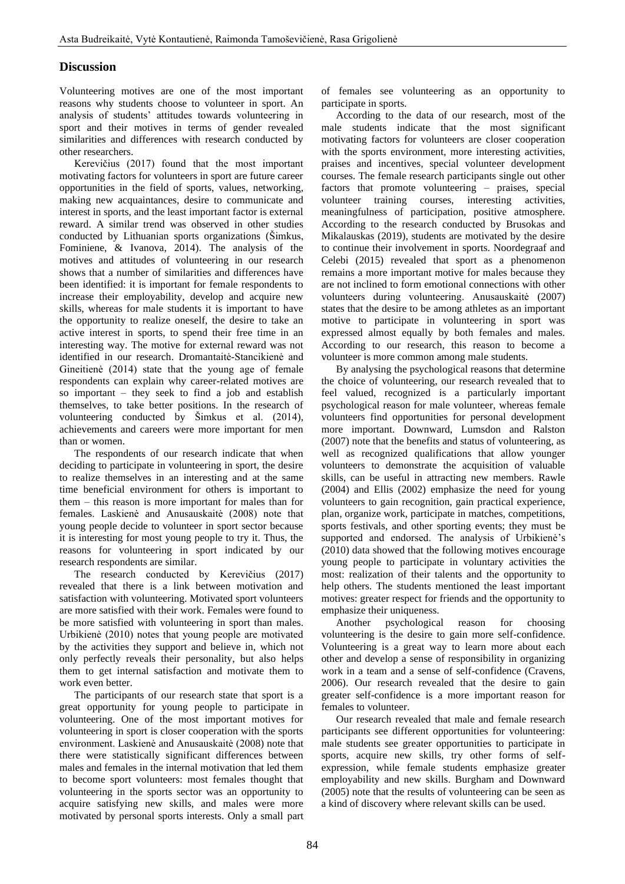## Discussion

Volunteering motives are one of the most important reasons why students choose to volunteer in sport. An analysis of students' attitudes towards volunteering in sport and their motives in terms of gender revealed similarities and differences with research conducted by other researchers.

Kerevičius (2017) found that the most important motivating factors for volunteers in sport are future career opportunities in the field of sports, values, networking, making new acquaintances, desire to communicate and interest in sports, and the least important factor is external reward. A similar trend was observed in other studies conducted by Lithuanian sports organizations (Šimkus, Fominiene, & Ivanova, 2014). The analysis of the motives and attitudes of volunteering in our research shows that a number of similarities and differences have been identified: it is important for female respondents to increase their employability, develop and acquire new skills, whereas for male students it is important to have the opportunity to realize oneself, the desire to take an active interest in sports, to spend their free time in an interesting way. The motive for external reward was not identified in our research. Dromantaitė-Stancikienė and Gineitienė (2014) state that the young age of female respondents can explain why career-related motives are so important – they seek to find a job and establish themselves, to take better positions. In the research of volunteering conducted by Šimkus et al. (2014), achievements and careers were more important for men than or women.

The respondents of our research indicate that when deciding to participate in volunteering in sport, the desire to realize themselves in an interesting and at the same time beneficial environment for others is important to them – this reason is more important for males than for females. Laskienė and Anusauskaitė (2008) note that young people decide to volunteer in sport sector because it is interesting for most young people to try it. Thus, the reasons for volunteering in sport indicated by our research respondents are similar.

The research conducted by Kerevičius (2017) revealed that there is a link between motivation and satisfaction with volunteering. Motivated sport volunteers are more satisfied with their work. Females were found to be more satisfied with volunteering in sport than males. Urbikienė (2010) notes that young people are motivated by the activities they support and believe in, which not only perfectly reveals their personality, but also helps them to get internal satisfaction and motivate them to work even better.

The participants of our research state that sport is a great opportunity for young people to participate in volunteering. One of the most important motives for volunteering in sport is closer cooperation with the sports environment. Laskienė and Anusauskaitė (2008) note that there were statistically significant differences between males and females in the internal motivation that led them to become sport volunteers: most females thought that volunteering in the sports sector was an opportunity to acquire satisfying new skills, and males were more motivated by personal sports interests. Only a small part of females see volunteering as an opportunity to participate in sports.

According to the data of our research, most of the male students indicate that the most significant motivating factors for volunteers are closer cooperation with the sports environment, more interesting activities, praises and incentives, special volunteer development courses. The female research participants single out other factors that promote volunteering – praises, special volunteer training courses, interesting activities, meaningfulness of participation, positive atmosphere. According to the research conducted by Brusokas and Mikalauskas (2019), students are motivated by the desire to continue their involvement in sports. Noordegraaf and Celebi (2015) revealed that sport as a phenomenon remains a more important motive for males because they are not inclined to form emotional connections with other volunteers during volunteering. Anusauskaitė (2007) states that the desire to be among athletes as an important motive to participate in volunteering in sport was expressed almost equally by both females and males. According to our research, this reason to become a volunteer is more common among male students.

By analysing the psychological reasons that determine the choice of volunteering, our research revealed that to feel valued, recognized is a particularly important psychological reason for male volunteer, whereas female volunteers find opportunities for personal development more important. Downward, Lumsdon and Ralston (2007) note that the benefits and status of volunteering, as well as recognized qualifications that allow younger volunteers to demonstrate the acquisition of valuable skills, can be useful in attracting new members. Rawle (2004) and Ellis (2002) emphasize the need for young volunteers to gain recognition, gain practical experience, plan, organize work, participate in matches, competitions, sports festivals, and other sporting events; they must be supported and endorsed. The analysis of Urbikienė's (2010) data showed that the following motives encourage young people to participate in voluntary activities the most: realization of their talents and the opportunity to help others. The students mentioned the least important motives: greater respect for friends and the opportunity to emphasize their uniqueness.

Another psychological reason for choosing volunteering is the desire to gain more self-confidence. Volunteering is a great way to learn more about each other and develop a sense of responsibility in organizing work in a team and a sense of self-confidence (Cravens, 2006). Our research revealed that the desire to gain greater self-confidence is a more important reason for females to volunteer.

Our research revealed that male and female research participants see different opportunities for volunteering: male students see greater opportunities to participate in sports, acquire new skills, try other forms of self-expression, while female students emphasize greater employability and new skills. Burgham and Downward (2005) note that the results of volunteering can be seen as a kind of discovery where relevant skills can be used.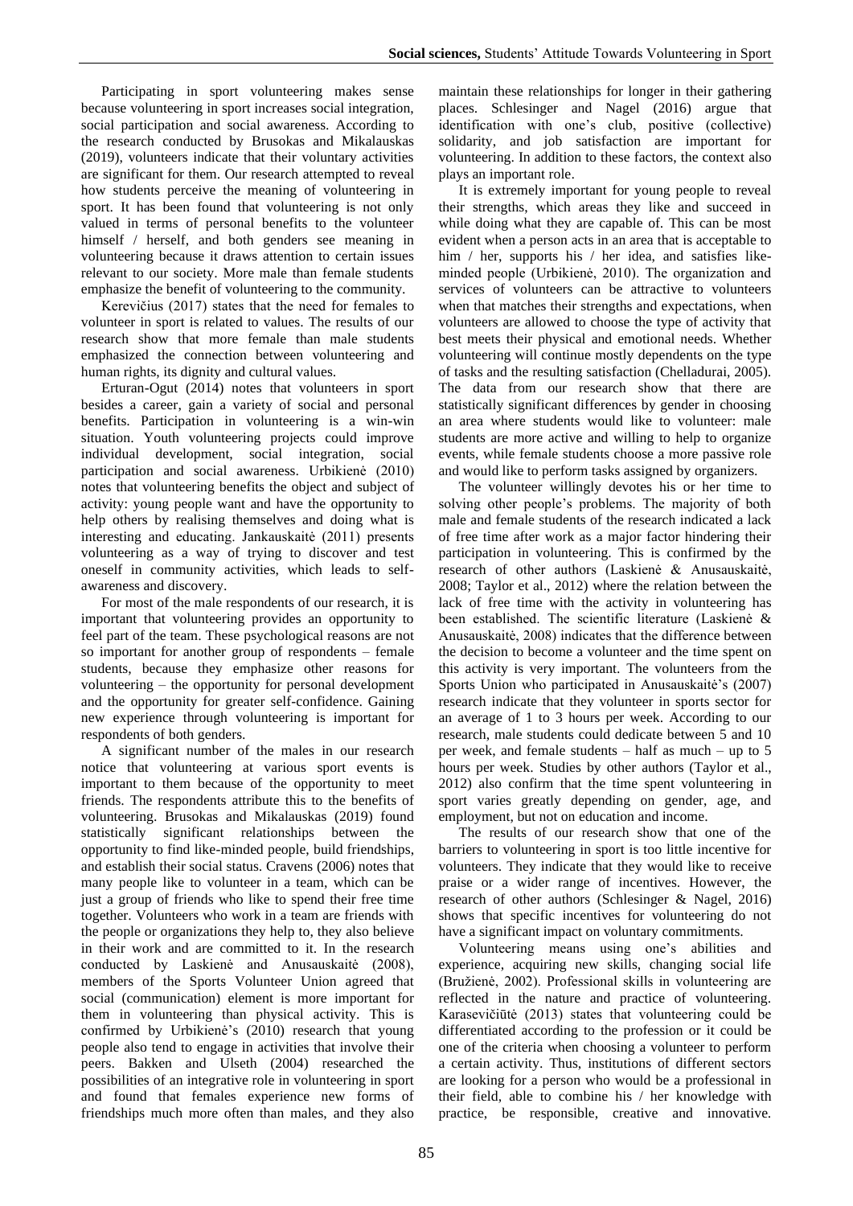Participating in sport volunteering makes sense because volunteering in sport increases social integration, social participation and social awareness. According to the research conducted by Brusokas and Mikalauskas (2019), volunteers indicate that their voluntary activities are significant for them. Our research attempted to reveal how students perceive the meaning of volunteering in sport. It has been found that volunteering is not only valued in terms of personal benefits to the volunteer himself / herself, and both genders see meaning in volunteering because it draws attention to certain issues relevant to our society. More male than female students emphasize the benefit of volunteering to the community.

Kerevičius (2017) states that the need for females to volunteer in sport is related to values. The results of our research show that more female than male students emphasized the connection between volunteering and human rights, its dignity and cultural values.

Erturan-Ogut (2014) notes that volunteers in sport besides a career, gain a variety of social and personal benefits. Participation in volunteering is a win-win situation. Youth volunteering projects could improve individual development, social integration, social participation and social awareness. Urbikienė (2010) notes that volunteering benefits the object and subject of activity: young people want and have the opportunity to help others by realising themselves and doing what is interesting and educating. Jankauskaitė (2011) presents volunteering as a way of trying to discover and test oneself in community activities, which leads to self-awareness and discovery.

For most of the male respondents of our research, it is important that volunteering provides an opportunity to feel part of the team. These psychological reasons are not so important for another group of respondents – female students, because they emphasize other reasons for volunteering – the opportunity for personal development and the opportunity for greater self-confidence. Gaining new experience through volunteering is important for respondents of both genders.

A significant number of the males in our research notice that volunteering at various sport events is important to them because of the opportunity to meet friends. The respondents attribute this to the benefits of volunteering. Brusokas and Mikalauskas (2019) found statistically significant relationships between the opportunity to find like-minded people, build friendships, and establish their social status. Cravens (2006) notes that many people like to volunteer in a team, which can be just a group of friends who like to spend their free time together. Volunteers who work in a team are friends with the people or organizations they help to, they also believe in their work and are committed to it. In the research conducted by Laskienė and Anusauskaitė (2008), members of the Sports Volunteer Union agreed that social (communication) element is more important for them in volunteering than physical activity. This is confirmed by Urbikienė's (2010) research that young people also tend to engage in activities that involve their peers. Bakken and Ulseth (2004) researched the possibilities of an integrative role in volunteering in sport and found that females experience new forms of friendships much more often than males, and they also maintain these relationships for longer in their gathering places. Schlesinger and Nagel (2016) argue that identification with one's club, positive (collective) solidarity, and job satisfaction are important for volunteering. In addition to these factors, the context also plays an important role.

It is extremely important for young people to reveal their strengths, which areas they like and succeed in while doing what they are capable of. This can be most evident when a person acts in an area that is acceptable to him / her, supports his / her idea, and satisfies like-minded people (Urbikienė, 2010). The organization and services of volunteers can be attractive to volunteers when that matches their strengths and expectations, when volunteers are allowed to choose the type of activity that best meets their physical and emotional needs. Whether volunteering will continue mostly dependents on the type of tasks and the resulting satisfaction (Chelladurai, 2005). The data from our research show that there are statistically significant differences by gender in choosing an area where students would like to volunteer: male students are more active and willing to help to organize events, while female students choose a more passive role and would like to perform tasks assigned by organizers.

The volunteer willingly devotes his or her time to solving other people's problems. The majority of both male and female students of the research indicated a lack of free time after work as a major factor hindering their participation in volunteering. This is confirmed by the research of other authors (Laskienė & Anusauskaitė, 2008; Taylor et al., 2012) where the relation between the lack of free time with the activity in volunteering has been established. The scientific literature (Laskienė & Anusauskaitė, 2008) indicates that the difference between the decision to become a volunteer and the time spent on this activity is very important. The volunteers from the Sports Union who participated in Anusauskaitė's (2007) research indicate that they volunteer in sports sector for an average of 1 to 3 hours per week. According to our research, male students could dedicate between 5 and 10 per week, and female students – half as much – up to 5 hours per week. Studies by other authors (Taylor et al., 2012) also confirm that the time spent volunteering in sport varies greatly depending on gender, age, and employment, but not on education and income.

The results of our research show that one of the barriers to volunteering in sport is too little incentive for volunteers. They indicate that they would like to receive praise or a wider range of incentives. However, the research of other authors (Schlesinger & Nagel, 2016) shows that specific incentives for volunteering do not have a significant impact on voluntary commitments.

Volunteering means using one's abilities and experience, acquiring new skills, changing social life (Bružienė, 2002). Professional skills in volunteering are reflected in the nature and practice of volunteering. Karasevičiūtė (2013) states that volunteering could be differentiated according to the profession or it could be one of the criteria when choosing a volunteer to perform a certain activity. Thus, institutions of different sectors are looking for a person who would be a professional in their field, able to combine his / her knowledge with practice, be responsible, creative and innovative.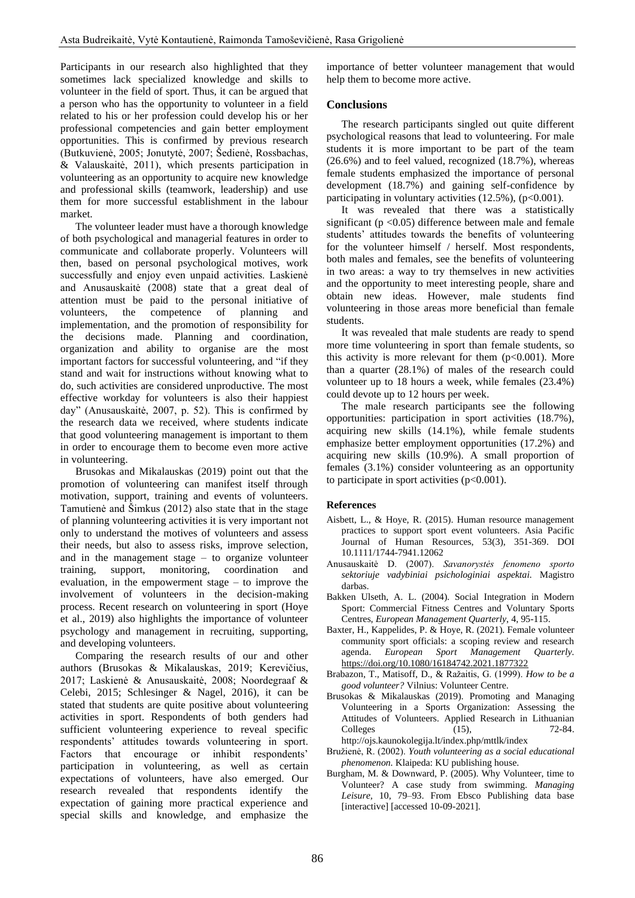Participants in our research also highlighted that they sometimes lack specialized knowledge and skills to volunteer in the field of sport. Thus, it can be argued that a person who has the opportunity to volunteer in a field related to his or her profession could develop his or her professional competencies and gain better employment opportunities. This is confirmed by previous research (Butkuvienė, 2005; Jonutytė, 2007; Šedienė, Rossbachas, & Valauskaitė, 2011), which presents participation in volunteering as an opportunity to acquire new knowledge and professional skills (teamwork, leadership) and use them for more successful establishment in the labour market.

The volunteer leader must have a thorough knowledge of both psychological and managerial features in order to communicate and collaborate properly. Volunteers will then, based on personal psychological motives, work successfully and enjoy even unpaid activities. Laskienė and Anusauskaitė (2008) state that a great deal of attention must be paid to the personal initiative of volunteers, the competence of planning and implementation, and the promotion of responsibility for the decisions made. Planning and coordination, organization and ability to organise are the most important factors for successful volunteering, and "if they stand and wait for instructions without knowing what to do, such activities are considered unproductive. The most effective workday for volunteers is also their happiest day" (Anusauskaitė, 2007, p. 52). This is confirmed by the research data we received, where students indicate that good volunteering management is important to them in order to encourage them to become even more active in volunteering.

Brusokas and Mikalauskas (2019) point out that the promotion of volunteering can manifest itself through motivation, support, training and events of volunteers. Tamutienė and Šimkus (2012) also state that in the stage of planning volunteering activities it is very important not only to understand the motives of volunteers and assess their needs, but also to assess risks, improve selection, and in the management stage – to organize volunteer training, support, monitoring, coordination and evaluation, in the empowerment stage – to improve the involvement of volunteers in the decision-making process. Recent research on volunteering in sport (Hoye et al., 2019) also highlights the importance of volunteer psychology and management in recruiting, supporting, and developing volunteers.

Comparing the research results of our and other authors (Brusokas & Mikalauskas, 2019; Kerevičius, 2017; Laskienė & Anusauskaitė, 2008; Noordegraaf & Celebi, 2015; Schlesinger & Nagel, 2016), it can be stated that students are quite positive about volunteering activities in sport. Respondents of both genders had sufficient volunteering experience to reveal specific respondents' attitudes towards volunteering in sport. Factors that encourage or inhibit respondents' participation in volunteering, as well as certain expectations of volunteers, have also emerged. Our research revealed that respondents identify the expectation of gaining more practical experience and special skills and knowledge, and emphasize the importance of better volunteer management that would help them to become more active.

## Conclusions

The research participants singled out quite different psychological reasons that lead to volunteering. For male students it is more important to be part of the team (26.6%) and to feel valued, recognized (18.7%), whereas female students emphasized the importance of personal development (18.7%) and gaining self-confidence by participating in voluntary activities (12.5%), ($p<0.001$).

It was revealed that there was a statistically significant ($p<0.05$) difference between male and female students' attitudes towards the benefits of volunteering for the volunteer himself / herself. Most respondents, both males and females, see the benefits of volunteering in two areas: a way to try themselves in new activities and the opportunity to meet interesting people, share and obtain new ideas. However, male students find volunteering in those areas more beneficial than female students.

It was revealed that male students are ready to spend more time volunteering in sport than female students, so this activity is more relevant for them ($p<0.001$). More than a quarter (28.1%) of males of the research could volunteer up to 18 hours a week, while females (23.4%) could devote up to 12 hours per week.

The male research participants see the following opportunities: participation in sport activities (18.7%), acquiring new skills (14.1%), while female students emphasize better employment opportunities (17.2%) and acquiring new skills (10.9%). A small proportion of females (3.1%) consider volunteering as an opportunity to participate in sport activities ($p<0.001$).

## References

Aisbett, L., & Hoye, R. (2015). Human resource management practices to support sport event volunteers. Asia Pacific Journal of Human Resources, 53(3), 351-369. DOI 10.1111/1744-7941.12062

Anusauskaitė D. (2007). *Savanorystės fenomeno sporto sektoriuje vadybiniai psichologiniai aspektai.* Magistro darbas.

Bakken Ulseth, A. L. (2004). Social Integration in Modern Sport: Commercial Fitness Centres and Voluntary Sports Centres, *European Management Quarterly*, 4, 95-115.

Baxter, H., Kappelides, P. & Hoye, R. (2021). Female volunteer community sport officials: a scoping review and research agenda. *European Sport Management Quarterly.* https://doi.org/10.1080/16184742.2021.1877322

Brabazon, T., Matisoff, D., & Ražaitis, G. (1999). *How to be a good volunteer?* Vilnius: Volunteer Centre.

Brusokas & Mikalauskas (2019). Promoting and Managing Volunteering in a Sports Organization: Assessing the Attitudes of Volunteers. Applied Research in Lithuanian Colleges (15), 72-84. http://ojs.kaunokolegija.lt/index.php/mttlk/index

Bružienė, R. (2002). *Youth volunteering as a social educational phenomenon.* Klaipeda: KU publishing house.

Burgham, M. & Downward, P. (2005). Why Volunteer, time to Volunteer? A case study from swimming. *Managing Leisure,* 10, 79–93. From Ebsco Publishing data base [interactive] [accessed 10-09-2021].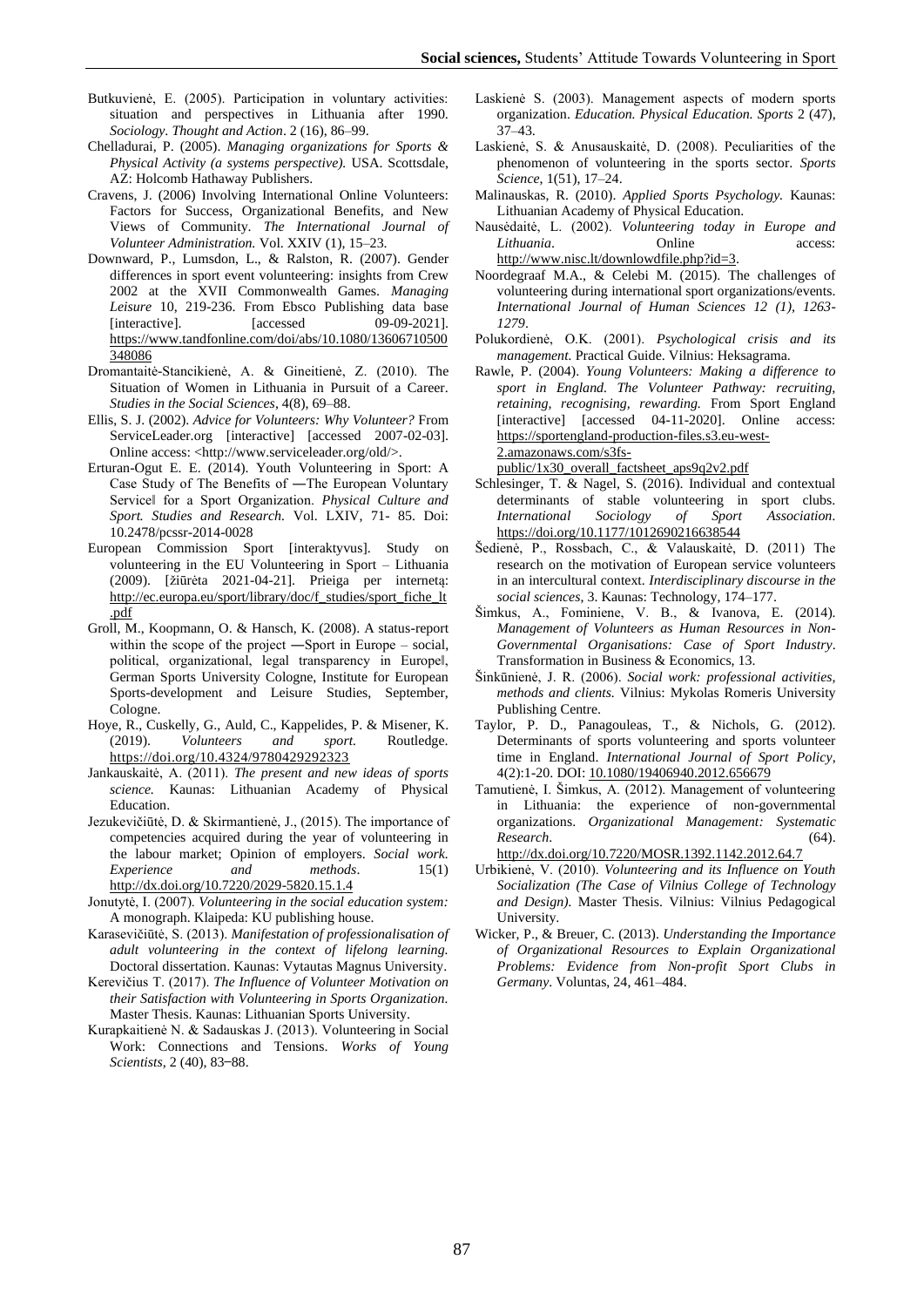Butkuvienė, E. (2005). Participation in voluntary activities: situation and perspectives in Lithuania after 1990. *Sociology. Thought and Action*. 2 (16), 86–99.

Chelladurai, P. (2005). *Managing organizations for Sports & Physical Activity (a systems perspective).* USA. Scottsdale, AZ: Holcomb Hathaway Publishers.

Cravens, J. (2006) Involving International Online Volunteers: Factors for Success, Organizational Benefits, and New Views of Community. *The International Journal of Volunteer Administration.* Vol. XXIV (1), 15–23.

Downward, P., Lumsdon, L., & Ralston, R. (2007). Gender differences in sport event volunteering: insights from Crew 2002 at the XVII Commonwealth Games. *Managing Leisure* 10, 219-236. From Ebsco Publishing data base [interactive]. [accessed 09-09-2021]. https://www.tandfonline.com/doi/abs/10.1080/13606710500348086

Dromantaitė-Stancikienė, A. & Gineitienė, Z. (2010). The Situation of Women in Lithuania in Pursuit of a Career. *Studies in the Social Sciences*, 4(8), 69–88.

Ellis, S. J. (2002). *Advice for Volunteers: Why Volunteer?* From ServiceLeader.org [interactive] [accessed 2007-02-03]. Online access: <http://www.serviceleader.org/old/>.

Erturan-Ogut E. E. (2014). Youth Volunteering in Sport: A Case Study of The Benefits of ―The European Voluntary Service‖ for a Sport Organization. *Physical Culture and Sport. Studies and Research*. Vol. LXIV, 71- 85. Doi: 10.2478/pcssr-2014-0028

European Commission Sport [interaktyvus]. Study on volunteering in the EU Volunteering in Sport – Lithuania (2009). [žiūrėta 2021-04-21]. Prieiga per internetą: http://ec.europa.eu/sport/library/doc/f_studies/sport_fiche_lt.pdf

Groll, M., Koopmann, O. & Hansch, K. (2008). A status-report within the scope of the project ―Sport in Europe – social, political, organizational, legal transparency in Europe‖, German Sports University Cologne, Institute for European Sports-development and Leisure Studies, September, Cologne.

Hoye, R., Cuskelly, G., Auld, C., Kappelides, P. & Misener, K. (2019). *Volunteers and sport.* Routledge. https://doi.org/10.4324/9780429292323

Jankauskaitė, A. (2011). *The present and new ideas of sports science.* Kaunas: Lithuanian Academy of Physical Education.

Jezukevičiūtė, D. & Skirmantienė, J., (2015). The importance of competencies acquired during the year of volunteering in the labour market; Opinion of employers. *Social work. Experience and methods*. 15(1) http://dx.doi.org/10.7220/2029-5820.15.1.4

Jonutytė, I. (2007). *Volunteering in the social education system:* A monograph. Klaipeda: KU publishing house.

Karasevičiūtė, S. (2013). *Manifestation of professionalisation of adult volunteering in the context of lifelong learning.* Doctoral dissertation. Kaunas: Vytautas Magnus University.

Kerevičius T. (2017). *The Influence of Volunteer Motivation on their Satisfaction with Volunteering in Sports Organization.* Master Thesis. Kaunas: Lithuanian Sports University.

Kurapkaitienė N. & Sadauskas J. (2013). Volunteering in Social Work: Connections and Tensions. *Works of Young Scientists,* 2 (40), 83–88.

Laskienė S. (2003). Management aspects of modern sports organization. *Education. Physical Education. Sports* 2 (47), 37–43.

Laskienė, S. & Anusauskaitė, D. (2008). Peculiarities of the phenomenon of volunteering in the sports sector. *Sports Science*, 1(51), 17–24.

Malinauskas, R. (2010). *Applied Sports Psychology.* Kaunas: Lithuanian Academy of Physical Education.

Nausėdaitė, L. (2002). *Volunteering today in Europe and Lithuania*. Online access: http://www.nisc.lt/downlowdfile.php?id=3.

Noordegraaf M.A., & Celebi M. (2015). The challenges of volunteering during international sport organizations/events. *International Journal of Human Sciences 12 (1), 1263-1279*.

Polukordienė, O.K. (2001). *Psychological crisis and its management.* Practical Guide. Vilnius: Heksagrama.

Rawle, P. (2004). *Young Volunteers: Making a difference to sport in England. The Volunteer Pathway: recruiting, retaining, recognising, rewarding.* From Sport England [interactive] [accessed 04-11-2020]. Online access: https://sportengland-production-files.s3.eu-west-2.amazonaws.com/s3fs-public/1x30_overall_factsheet_aps9q2v2.pdf

Schlesinger, T. & Nagel, S. (2016). Individual and contextual determinants of stable volunteering in sport clubs. *International Sociology of Sport Association*. https://doi.org/10.1177/1012690216638544

Šedienė, P., Rossbach, C., & Valauskaitė, D. (2011) The research on the motivation of European service volunteers in an intercultural context. *Interdisciplinary discourse in the social sciences*, 3. Kaunas: Technology, 174–177.

Šimkus, A., Fominiene, V. B., & Ivanova, E. (2014). *Management of Volunteers as Human Resources in Non-Governmental Organisations: Case of Sport Industry*. Transformation in Business & Economics, 13.

Šinkūnienė, J. R. (2006). *Social work: professional activities, methods and clients.* Vilnius: Mykolas Romeris University Publishing Centre.

Taylor, P. D., Panagouleas, T., & Nichols, G. (2012). Determinants of sports volunteering and sports volunteer time in England. *International Journal of Sport Policy*, 4(2):1-20. DOI: 10.1080/19406940.2012.656679

Tamutienė, I. Šimkus, A. (2012). Management of volunteering in Lithuania: the experience of non-governmental organizations. *Organizational Management: Systematic Research*. (64). http://dx.doi.org/10.7220/MOSR.1392.1142.2012.64.7

Urbikienė, V. (2010). *Volunteering and its Influence on Youth Socialization (The Case of Vilnius College of Technology and Design).* Master Thesis. Vilnius: Vilnius Pedagogical University.

Wicker, P., & Breuer, C. (2013). *Understanding the Importance of Organizational Resources to Explain Organizational Problems: Evidence from Non-profit Sport Clubs in Germany*. Voluntas, 24, 461–484.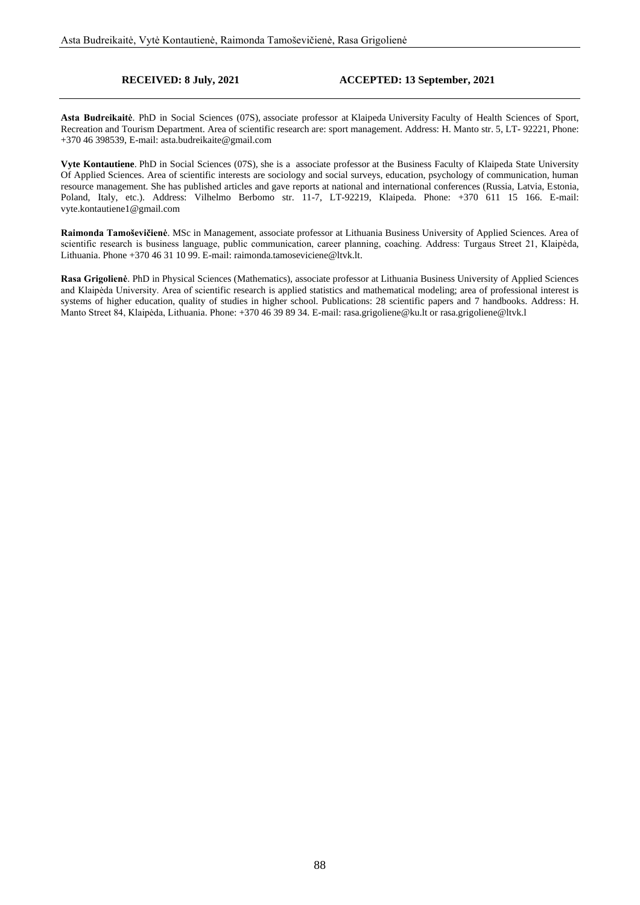**RECEIVED: 8 July, 2021** **ACCEPTED: 13 September, 2021**

**Asta Budreikaitė**. PhD in Social Sciences (07S), associate professor at Klaipeda University Faculty of Health Sciences of Sport, Recreation and Tourism Department. Area of scientific research are: sport management. Address: H. Manto str. 5, LT- 92221, Phone: +370 46 398539, E-mail: asta.budreikaite@gmail.com

**Vyte Kontautiene**. PhD in Social Sciences (07S), she is a associate professor at the Business Faculty of Klaipeda State University Of Applied Sciences. Area of scientific interests are sociology and social surveys, education, psychology of communication, human resource management. She has published articles and gave reports at national and international conferences (Russia, Latvia, Estonia, Poland, Italy, etc.). Address: Vilhelmo Berbomo str. 11-7, LT-92219, Klaipeda. Phone: +370 611 15 166. E-mail: vyte.kontautiene1@gmail.com

**Raimonda Tamoševičienė**. MSc in Management, associate professor at Lithuania Business University of Applied Sciences. Area of scientific research is business language, public communication, career planning, coaching. Address: Turgaus Street 21, Klaipėda, Lithuania. Phone +370 46 31 10 99. E-mail: raimonda.tamoseviciene@ltvk.lt.

**Rasa Grigolienė**. PhD in Physical Sciences (Mathematics), associate professor at Lithuania Business University of Applied Sciences and Klaipėda University. Area of scientific research is applied statistics and mathematical modeling; area of professional interest is systems of higher education, quality of studies in higher school. Publications: 28 scientific papers and 7 handbooks. Address: H. Manto Street 84, Klaipėda, Lithuania. Phone: +370 46 39 89 34. E-mail: rasa.grigoliene@ku.lt or rasa.grigoliene@ltvk.l